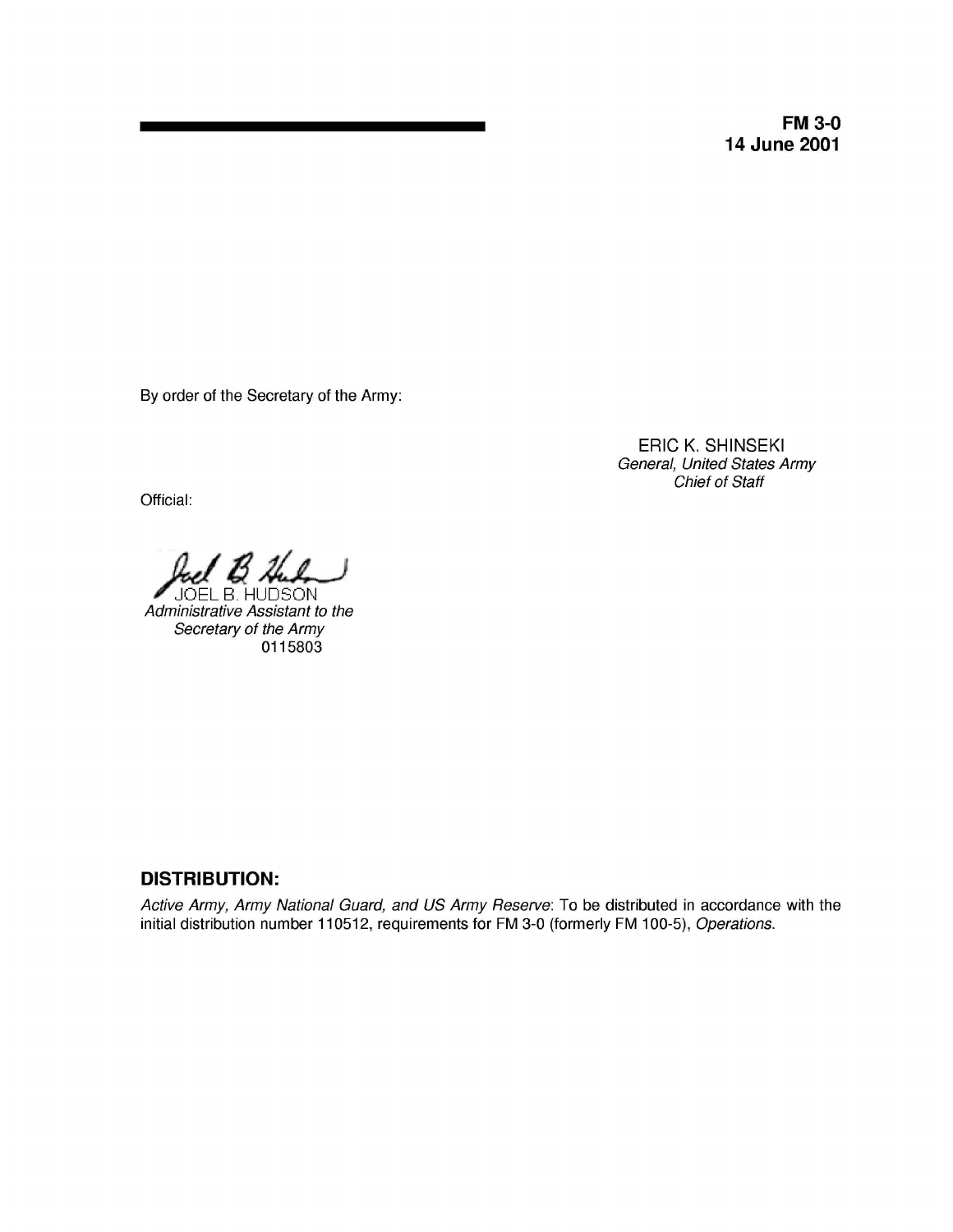**FM 3-0**
**14 June 2001**

By order of the Secretary of the Army:

ERIC K. SHINSEKI
*General, United States Army*
*Chief of Staff*

Official:

JOEL B. HUDSON
*Administrative Assistant to the*
*Secretary of the Army*
0115803

## DISTRIBUTION:

*Active Army, Army National Guard, and US Army Reserve*: To be distributed in accordance with the initial distribution number 110512, requirements for FM 3-0 (formerly FM 100-5), *Operations*.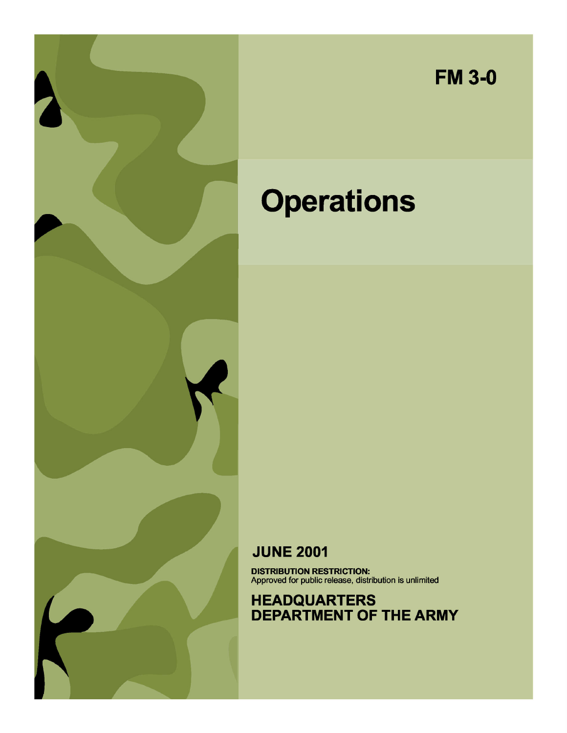# FM 3-0

# Operations

## JUNE 2001

**DISTRIBUTION RESTRICTION:**
Approved for public release, distribution is unlimited

## HEADQUARTERS
## DEPARTMENT OF THE ARMY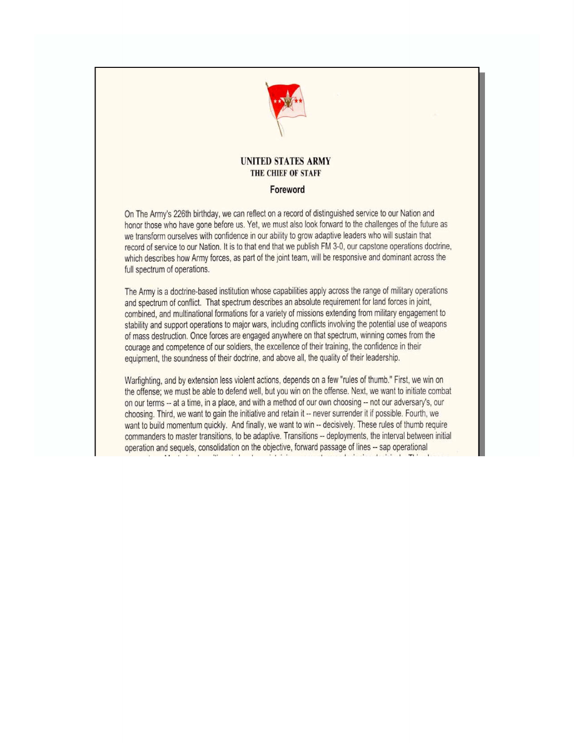# UNITED STATES ARMY

## THE CHIEF OF STAFF

### Foreword

On The Army's 226th birthday, we can reflect on a record of distinguished service to our Nation and honor those who have gone before us. Yet, we must also look forward to the challenges of the future as we transform ourselves with confidence in our ability to grow adaptive leaders who will sustain that record of service to our Nation. It is to that end that we publish FM 3-0, our capstone operations doctrine, which describes how Army forces, as part of the joint team, will be responsive and dominant across the full spectrum of operations.

The Army is a doctrine-based institution whose capabilities apply across the range of military operations and spectrum of conflict. That spectrum describes an absolute requirement for land forces in joint, combined, and multinational formations for a variety of missions extending from military engagement to stability and support operations to major wars, including conflicts involving the potential use of weapons of mass destruction. Once forces are engaged anywhere on that spectrum, winning comes from the courage and competence of our soldiers, the excellence of their training, the confidence in their equipment, the soundness of their doctrine, and above all, the quality of their leadership.

Warfighting, and by extension less violent actions, depends on a few "rules of thumb." First, we win on the offense; we must be able to defend well, but you win on the offense. Next, we want to initiate combat on our terms -- at a time, in a place, and with a method of our own choosing -- not our adversary's, our choosing. Third, we want to gain the initiative and retain it -- never surrender it if possible. Fourth, we want to build momentum quickly. And finally, we want to win -- decisively. These rules of thumb require commanders to master transitions, to be adaptive. Transitions -- deployments, the interval between initial operation and sequels, consolidation on the objective, forward passage of lines -- sap operational